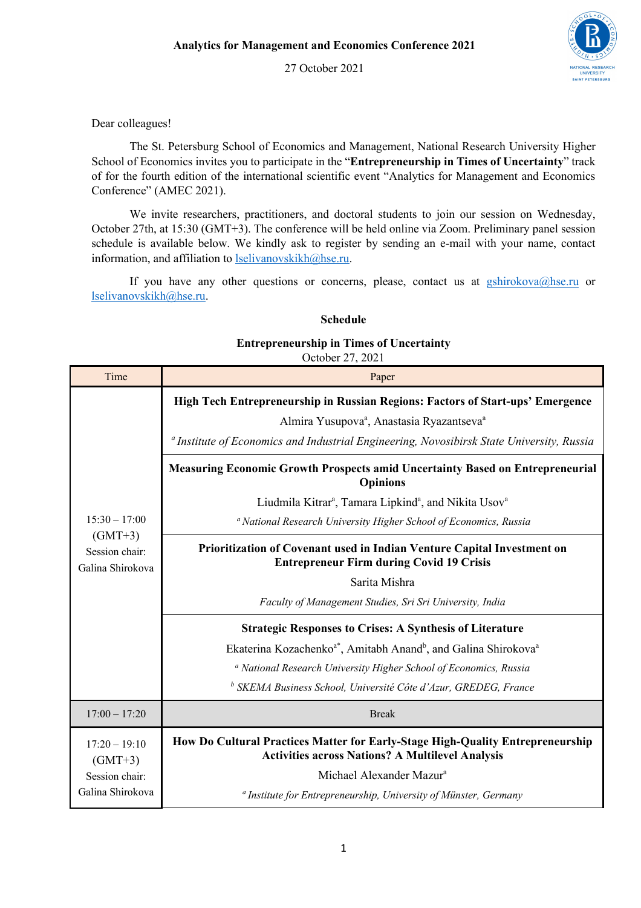**Analytics for Management and Economics Conference 2021**

27 October 2021

Dear colleagues!

The St. Petersburg School of Economics and Management, National Research University Higher School of Economics invites you to participate in the "**Entrepreneurship in Times of Uncertainty**" track of for the fourth edition of the international scientific event "Analytics for Management and Economics Conference" (AMEC 2021).

We invite researchers, practitioners, and doctoral students to join our session on Wednesday, October 27th, at 15:30 (GMT+3). The conference will be held online via Zoom. Preliminary panel session schedule is available below. We kindly ask to register by sending an e-mail with your name, contact information, and affiliation to lselivanovskikh@hse.ru.

If you have any other questions or concerns, please, contact us at gshirokova@hse.ru or lselivanovskikh@hse.ru.

**Schedule**

**Entrepreneurship in Times of Uncertainty**
October 27, 2021

| Time | Paper |
|---|---|
| 15:30 – 17:00 (GMT+3) Session chair: Galina Shirokova | **High Tech Entrepreneurship in Russian Regions: Factors of Start-ups' Emergence** <br> Almira Yusupova[a], Anastasia Ryazantseva[a] <br> [a] *Institute of Economics and Industrial Engineering, Novosibirsk State University, Russia* |
| | **Measuring Economic Growth Prospects amid Uncertainty Based on Entrepreneurial Opinions** <br> Liudmila Kitrar[a], Tamara Lipkind[a], and Nikita Usov[a] <br> [a] *National Research University Higher School of Economics, Russia* |
| | **Prioritization of Covenant used in Indian Venture Capital Investment on Entrepreneur Firm during Covid 19 Crisis** <br> Sarita Mishra <br> *Faculty of Management Studies, Sri Sri University, India* |
| | **Strategic Responses to Crises: A Synthesis of Literature** <br> Ekaterina Kozachenko[a*], Amitabh Anand[b], and Galina Shirokova[a] <br> [a] *National Research University Higher School of Economics, Russia* <br> [b] *SKEMA Business School, Université Côte d'Azur, GREDEG, France* |
| 17:00 – 17:20 | Break |
| 17:20 – 19:10 (GMT+3) Session chair: Galina Shirokova | **How Do Cultural Practices Matter for Early-Stage High-Quality Entrepreneurship Activities across Nations? A Multilevel Analysis** <br> Michael Alexander Mazur[a] <br> [a] *Institute for Entrepreneurship, University of Münster, Germany* |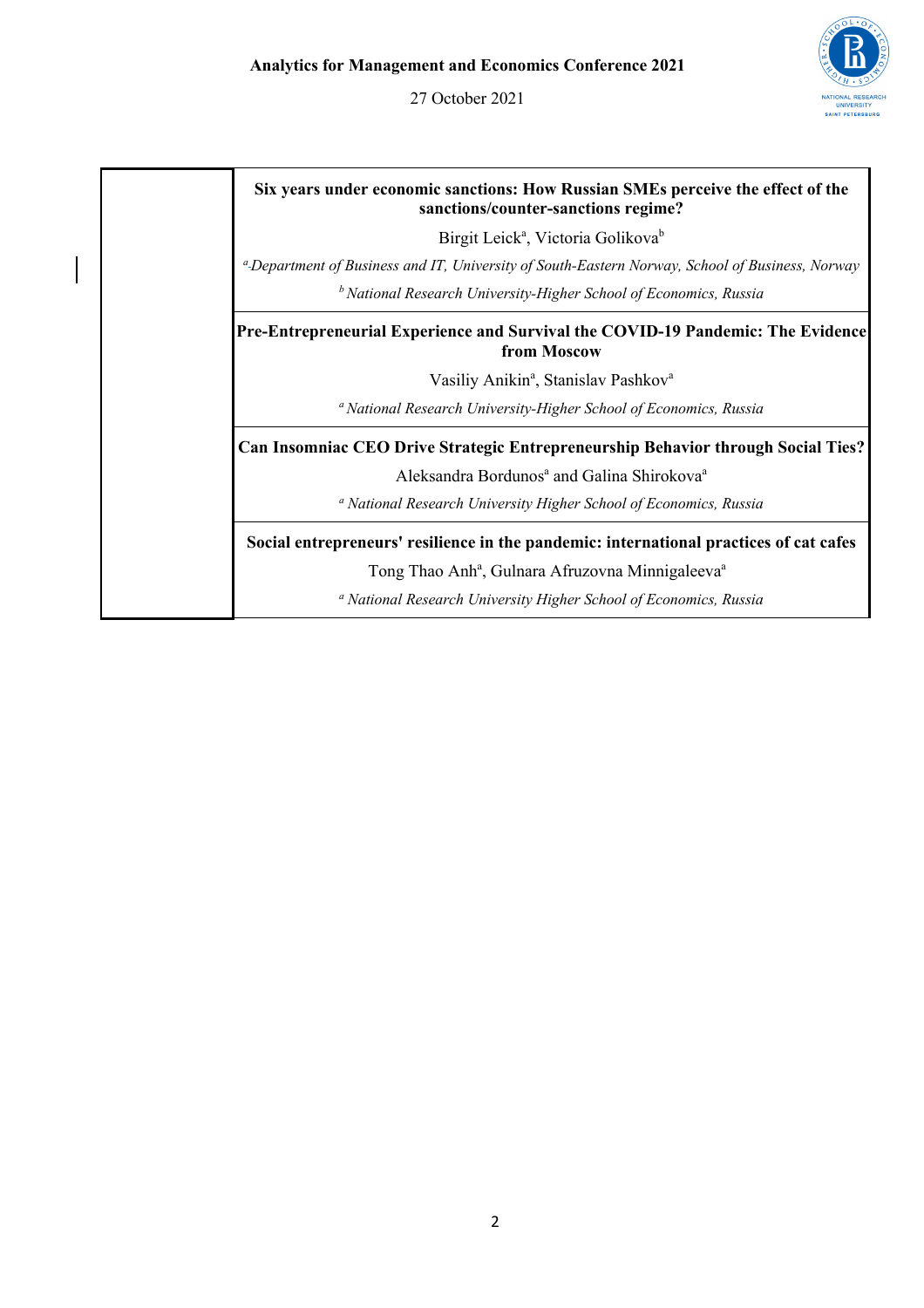| | |
|---|---|
| | **Six years under economic sanctions: How Russian SMEs perceive the effect of the sanctions/counter-sanctions regime?**<br>Birgit Leick[a], Victoria Golikova[b]<br>[a] *Department of Business and IT, University of South-Eastern Norway, School of Business, Norway*<br>[b] *National Research University-Higher School of Economics, Russia* |
| | **Pre-Entrepreneurial Experience and Survival the COVID-19 Pandemic: The Evidence from Moscow**<br>Vasiliy Anikin[a], Stanislav Pashkov[a]<br>[a] *National Research University-Higher School of Economics, Russia* |
| | **Can Insomniac CEO Drive Strategic Entrepreneurship Behavior through Social Ties?**<br>Aleksandra Bordunos[a] and Galina Shirokova[a]<br>[a] *National Research University Higher School of Economics, Russia* |
| | **Social entrepreneurs' resilience in the pandemic: international practices of cat cafes**<br>Tong Thao Anh[a], Gulnara Afruzovna Minnigaleeva[a]<br>[a] *National Research University Higher School of Economics, Russia* |